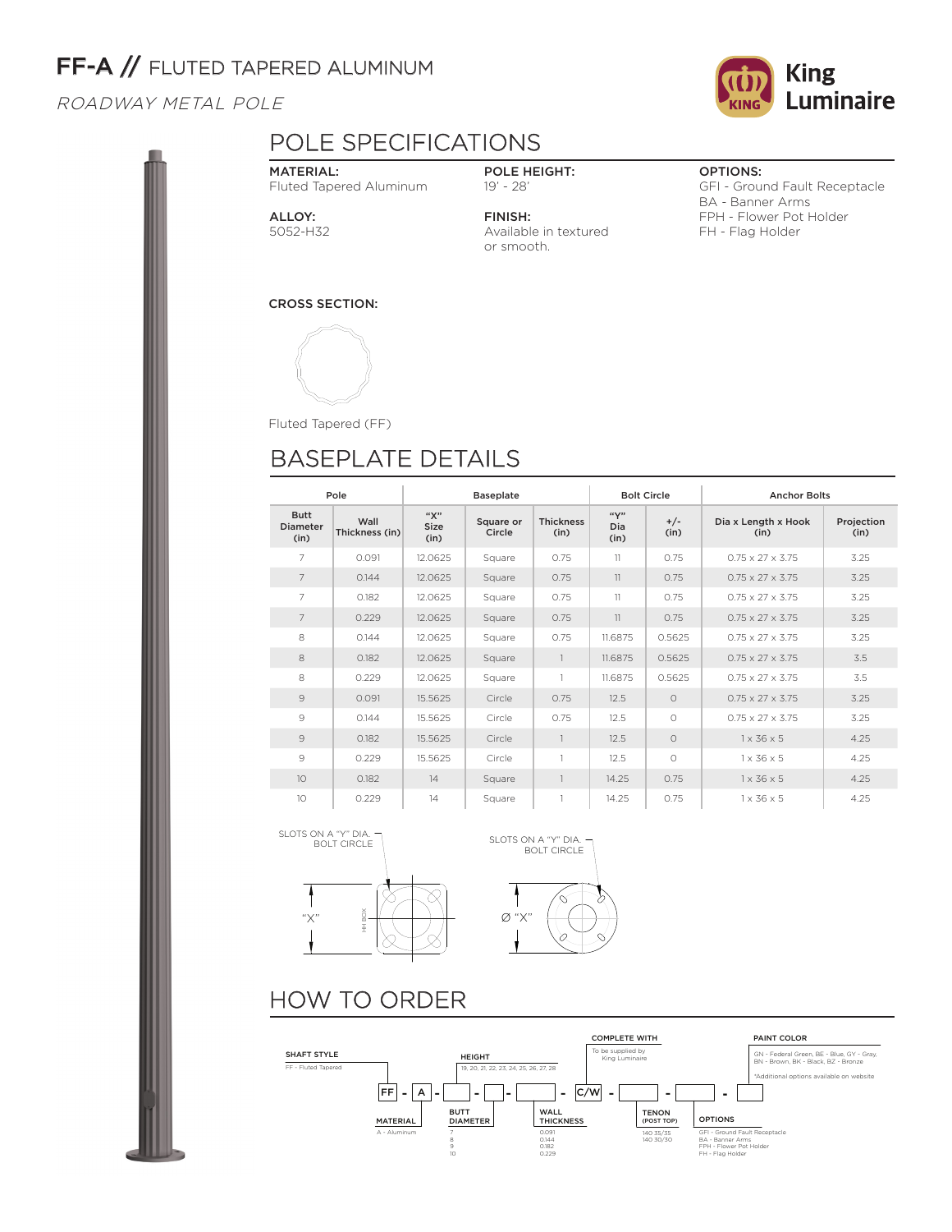# FF-A // FLUTED TAPERED ALUMINUM

*ROADWAY METAL POLE*

King Luminaire

## POLE SPECIFICATIONS

**MATERIAL:**
Fluted Tapered Aluminum

**ALLOY:**
5052-H32

**POLE HEIGHT:**
19' - 28'

**FINISH:**
Available in textured or smooth.

**OPTIONS:**
GFI - Ground Fault Receptacle
BA - Banner Arms
FPH - Flower Pot Holder
FH - Flag Holder

**CROSS SECTION:**

Fluted Tapered (FF)

## BASEPLATE DETAILS

| Pole | | Baseplate | | | Bolt Circle | | Anchor Bolts | |
|---|---|---|---|---|---|---|---|---|
| Butt Diameter (in) | Wall Thickness (in) | "X" Size (in) | Square or Circle | Thickness (in) | "Y" Dia (in) | +/- (in) | Dia x Length x Hook (in) | Projection (in) |
| 7 | 0.091 | 12.0625 | Square | 0.75 | 11 | 0.75 | 0.75 x 27 x 3.75 | 3.25 |
| 7 | 0.144 | 12.0625 | Square | 0.75 | 11 | 0.75 | 0.75 x 27 x 3.75 | 3.25 |
| 7 | 0.182 | 12.0625 | Square | 0.75 | 11 | 0.75 | 0.75 x 27 x 3.75 | 3.25 |
| 7 | 0.229 | 12.0625 | Square | 0.75 | 11 | 0.75 | 0.75 x 27 x 3.75 | 3.25 |
| 8 | 0.144 | 12.0625 | Square | 0.75 | 11.6875 | 0.5625 | 0.75 x 27 x 3.75 | 3.25 |
| 8 | 0.182 | 12.0625 | Square | 1 | 11.6875 | 0.5625 | 0.75 x 27 x 3.75 | 3.5 |
| 8 | 0.229 | 12.0625 | Square | 1 | 11.6875 | 0.5625 | 0.75 x 27 x 3.75 | 3.5 |
| 9 | 0.091 | 15.5625 | Circle | 0.75 | 12.5 | 0 | 0.75 x 27 x 3.75 | 3.25 |
| 9 | 0.144 | 15.5625 | Circle | 0.75 | 12.5 | 0 | 0.75 x 27 x 3.75 | 3.25 |
| 9 | 0.182 | 15.5625 | Circle | 1 | 12.5 | 0 | 1 x 36 x 5 | 4.25 |
| 9 | 0.229 | 15.5625 | Circle | 1 | 12.5 | 0 | 1 x 36 x 5 | 4.25 |
| 10 | 0.182 | 14 | Square | 1 | 14.25 | 0.75 | 1 x 36 x 5 | 4.25 |
| 10 | 0.229 | 14 | Square | 1 | 14.25 | 0.75 | 1 x 36 x 5 | 4.25 |

SLOTS ON A "Y" DIA. BOLT CIRCLE

"X"

HH BOX

SLOTS ON A "Y" DIA. BOLT CIRCLE

Ø "X"

## HOW TO ORDER

FF - A - [ ] - [ ] - [ ] - C/W - [ ] - [ ] - [ ]

**SHAFT STYLE**
FF - Fluted Tapered

**MATERIAL**
A - Aluminum

**BUTT DIAMETER**
7
8
9
10

**HEIGHT**
19, 20, 21, 22, 23, 24, 25, 26, 27, 28

**WALL THICKNESS**
0.091
0.144
0.182
0.229

**COMPLETE WITH**
To be supplied by King Luminaire

**TENON (POST TOP)**
140 35/35
140 30/30

**PAINT COLOR**
GN - Federal Green, BE - Blue, GY - Gray, BN - Brown, BK - Black, BZ - Bronze

*Additional options available on website

**OPTIONS**
GFI - Ground Fault Receptacle
BA - Banner Arms
FPH - Flower Pot Holder
FH - Flag Holder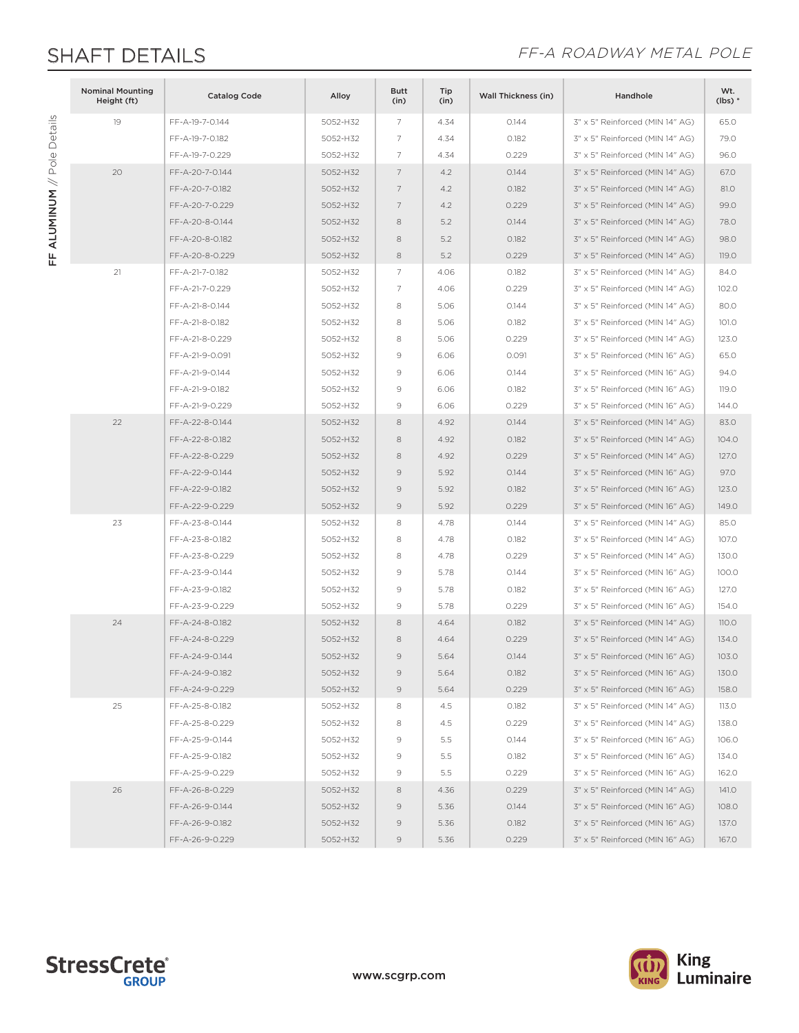## SHAFT DETAILS

*FF-A ROADWAY METAL POLE*

FF ALUMINUM // Pole Details

| Nominal Mounting Height (ft) | Catalog Code | Alloy | Butt (in) | Tip (in) | Wall Thickness (in) | Handhole | Wt. (lbs) * |
|---|---|---|---|---|---|---|---|
| 19 | FF-A-19-7-0.144 | 5052-H32 | 7 | 4.34 | 0.144 | 3" x 5" Reinforced (MIN 14" AG) | 65.0 |
| | FF-A-19-7-0.182 | 5052-H32 | 7 | 4.34 | 0.182 | 3" x 5" Reinforced (MIN 14" AG) | 79.0 |
| | FF-A-19-7-0.229 | 5052-H32 | 7 | 4.34 | 0.229 | 3" x 5" Reinforced (MIN 14" AG) | 96.0 |
| 20 | FF-A-20-7-0.144 | 5052-H32 | 7 | 4.2 | 0.144 | 3" x 5" Reinforced (MIN 14" AG) | 67.0 |
| | FF-A-20-7-0.182 | 5052-H32 | 7 | 4.2 | 0.182 | 3" x 5" Reinforced (MIN 14" AG) | 81.0 |
| | FF-A-20-7-0.229 | 5052-H32 | 7 | 4.2 | 0.229 | 3" x 5" Reinforced (MIN 14" AG) | 99.0 |
| | FF-A-20-8-0.144 | 5052-H32 | 8 | 5.2 | 0.144 | 3" x 5" Reinforced (MIN 14" AG) | 78.0 |
| | FF-A-20-8-0.182 | 5052-H32 | 8 | 5.2 | 0.182 | 3" x 5" Reinforced (MIN 14" AG) | 98.0 |
| | FF-A-20-8-0.229 | 5052-H32 | 8 | 5.2 | 0.229 | 3" x 5" Reinforced (MIN 14" AG) | 119.0 |
| 21 | FF-A-21-7-0.182 | 5052-H32 | 7 | 4.06 | 0.182 | 3" x 5" Reinforced (MIN 14" AG) | 84.0 |
| | FF-A-21-7-0.229 | 5052-H32 | 7 | 4.06 | 0.229 | 3" x 5" Reinforced (MIN 14" AG) | 102.0 |
| | FF-A-21-8-0.144 | 5052-H32 | 8 | 5.06 | 0.144 | 3" x 5" Reinforced (MIN 14" AG) | 80.0 |
| | FF-A-21-8-0.182 | 5052-H32 | 8 | 5.06 | 0.182 | 3" x 5" Reinforced (MIN 14" AG) | 101.0 |
| | FF-A-21-8-0.229 | 5052-H32 | 8 | 5.06 | 0.229 | 3" x 5" Reinforced (MIN 14" AG) | 123.0 |
| | FF-A-21-9-0.091 | 5052-H32 | 9 | 6.06 | 0.091 | 3" x 5" Reinforced (MIN 16" AG) | 65.0 |
| | FF-A-21-9-0.144 | 5052-H32 | 9 | 6.06 | 0.144 | 3" x 5" Reinforced (MIN 16" AG) | 94.0 |
| | FF-A-21-9-0.182 | 5052-H32 | 9 | 6.06 | 0.182 | 3" x 5" Reinforced (MIN 16" AG) | 119.0 |
| | FF-A-21-9-0.229 | 5052-H32 | 9 | 6.06 | 0.229 | 3" x 5" Reinforced (MIN 16" AG) | 144.0 |
| 22 | FF-A-22-8-0.144 | 5052-H32 | 8 | 4.92 | 0.144 | 3" x 5" Reinforced (MIN 14" AG) | 83.0 |
| | FF-A-22-8-0.182 | 5052-H32 | 8 | 4.92 | 0.182 | 3" x 5" Reinforced (MIN 14" AG) | 104.0 |
| | FF-A-22-8-0.229 | 5052-H32 | 8 | 4.92 | 0.229 | 3" x 5" Reinforced (MIN 14" AG) | 127.0 |
| | FF-A-22-9-0.144 | 5052-H32 | 9 | 5.92 | 0.144 | 3" x 5" Reinforced (MIN 16" AG) | 97.0 |
| | FF-A-22-9-0.182 | 5052-H32 | 9 | 5.92 | 0.182 | 3" x 5" Reinforced (MIN 16" AG) | 123.0 |
| | FF-A-22-9-0.229 | 5052-H32 | 9 | 5.92 | 0.229 | 3" x 5" Reinforced (MIN 16" AG) | 149.0 |
| 23 | FF-A-23-8-0.144 | 5052-H32 | 8 | 4.78 | 0.144 | 3" x 5" Reinforced (MIN 14" AG) | 85.0 |
| | FF-A-23-8-0.182 | 5052-H32 | 8 | 4.78 | 0.182 | 3" x 5" Reinforced (MIN 14" AG) | 107.0 |
| | FF-A-23-8-0.229 | 5052-H32 | 8 | 4.78 | 0.229 | 3" x 5" Reinforced (MIN 14" AG) | 130.0 |
| | FF-A-23-9-0.144 | 5052-H32 | 9 | 5.78 | 0.144 | 3" x 5" Reinforced (MIN 16" AG) | 100.0 |
| | FF-A-23-9-0.182 | 5052-H32 | 9 | 5.78 | 0.182 | 3" x 5" Reinforced (MIN 16" AG) | 127.0 |
| | FF-A-23-9-0.229 | 5052-H32 | 9 | 5.78 | 0.229 | 3" x 5" Reinforced (MIN 16" AG) | 154.0 |
| 24 | FF-A-24-8-0.182 | 5052-H32 | 8 | 4.64 | 0.182 | 3" x 5" Reinforced (MIN 14" AG) | 110.0 |
| | FF-A-24-8-0.229 | 5052-H32 | 8 | 4.64 | 0.229 | 3" x 5" Reinforced (MIN 14" AG) | 134.0 |
| | FF-A-24-9-0.144 | 5052-H32 | 9 | 5.64 | 0.144 | 3" x 5" Reinforced (MIN 16" AG) | 103.0 |
| | FF-A-24-9-0.182 | 5052-H32 | 9 | 5.64 | 0.182 | 3" x 5" Reinforced (MIN 16" AG) | 130.0 |
| | FF-A-24-9-0.229 | 5052-H32 | 9 | 5.64 | 0.229 | 3" x 5" Reinforced (MIN 16" AG) | 158.0 |
| 25 | FF-A-25-8-0.182 | 5052-H32 | 8 | 4.5 | 0.182 | 3" x 5" Reinforced (MIN 14" AG) | 113.0 |
| | FF-A-25-8-0.229 | 5052-H32 | 8 | 4.5 | 0.229 | 3" x 5" Reinforced (MIN 14" AG) | 138.0 |
| | FF-A-25-9-0.144 | 5052-H32 | 9 | 5.5 | 0.144 | 3" x 5" Reinforced (MIN 16" AG) | 106.0 |
| | FF-A-25-9-0.182 | 5052-H32 | 9 | 5.5 | 0.182 | 3" x 5" Reinforced (MIN 16" AG) | 134.0 |
| | FF-A-25-9-0.229 | 5052-H32 | 9 | 5.5 | 0.229 | 3" x 5" Reinforced (MIN 16" AG) | 162.0 |
| 26 | FF-A-26-8-0.229 | 5052-H32 | 8 | 4.36 | 0.229 | 3" x 5" Reinforced (MIN 14" AG) | 141.0 |
| | FF-A-26-9-0.144 | 5052-H32 | 9 | 5.36 | 0.144 | 3" x 5" Reinforced (MIN 16" AG) | 108.0 |
| | FF-A-26-9-0.182 | 5052-H32 | 9 | 5.36 | 0.182 | 3" x 5" Reinforced (MIN 16" AG) | 137.0 |
| | FF-A-26-9-0.229 | 5052-H32 | 9 | 5.36 | 0.229 | 3" x 5" Reinforced (MIN 16" AG) | 167.0 |

StressCrete® GROUP

www.scgrp.com

King Luminaire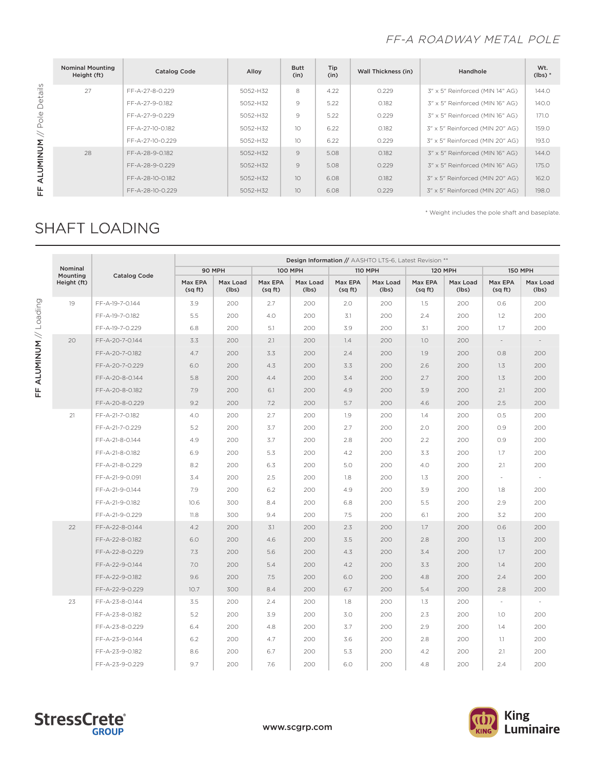FF-A ROADWAY METAL POLE

**FF ALUMINUM // Pole Details**

| Nominal Mounting Height (ft) | Catalog Code | Alloy | Butt (in) | Tip (in) | Wall Thickness (in) | Handhole | Wt. (lbs) * |
|---|---|---|---|---|---|---|---|
| 27 | FF-A-27-8-0.229 | 5052-H32 | 8 | 4.22 | 0.229 | 3" x 5" Reinforced (MIN 14" AG) | 144.0 |
| | FF-A-27-9-0.182 | 5052-H32 | 9 | 5.22 | 0.182 | 3" x 5" Reinforced (MIN 16" AG) | 140.0 |
| | FF-A-27-9-0.229 | 5052-H32 | 9 | 5.22 | 0.229 | 3" x 5" Reinforced (MIN 16" AG) | 171.0 |
| | FF-A-27-10-0.182 | 5052-H32 | 10 | 6.22 | 0.182 | 3" x 5" Reinforced (MIN 20" AG) | 159.0 |
| | FF-A-27-10-0.229 | 5052-H32 | 10 | 6.22 | 0.229 | 3" x 5" Reinforced (MIN 20" AG) | 193.0 |
| 28 | FF-A-28-9-0.182 | 5052-H32 | 9 | 5.08 | 0.182 | 3" x 5" Reinforced (MIN 16" AG) | 144.0 |
| | FF-A-28-9-0.229 | 5052-H32 | 9 | 5.08 | 0.229 | 3" x 5" Reinforced (MIN 16" AG) | 175.0 |
| | FF-A-28-10-0.182 | 5052-H32 | 10 | 6.08 | 0.182 | 3" x 5" Reinforced (MIN 20" AG) | 162.0 |
| | FF-A-28-10-0.229 | 5052-H32 | 10 | 6.08 | 0.229 | 3" x 5" Reinforced (MIN 20" AG) | 198.0 |

* Weight includes the pole shaft and baseplate.

## SHAFT LOADING

**FF ALUMINUM // Loading**

| Nominal Mounting Height (ft) | Catalog Code | Design Information // AASHTO LTS-6, Latest Revision ** | | | | | | | | | |
|---|---|---|---|---|---|---|---|---|---|---|---|
| | | 90 MPH | | 100 MPH | | 110 MPH | | 120 MPH | | 150 MPH | |
| | | Max EPA (sq ft) | Max Load (lbs) | Max EPA (sq ft) | Max Load (lbs) | Max EPA (sq ft) | Max Load (lbs) | Max EPA (sq ft) | Max Load (lbs) | Max EPA (sq ft) | Max Load (lbs) |
| 19 | FF-A-19-7-0.144 | 3.9 | 200 | 2.7 | 200 | 2.0 | 200 | 1.5 | 200 | 0.6 | 200 |
| | FF-A-19-7-0.182 | 5.5 | 200 | 4.0 | 200 | 3.1 | 200 | 2.4 | 200 | 1.2 | 200 |
| | FF-A-19-7-0.229 | 6.8 | 200 | 5.1 | 200 | 3.9 | 200 | 3.1 | 200 | 1.7 | 200 |
| 20 | FF-A-20-7-0.144 | 3.3 | 200 | 2.1 | 200 | 1.4 | 200 | 1.0 | 200 | - | - |
| | FF-A-20-7-0.182 | 4.7 | 200 | 3.3 | 200 | 2.4 | 200 | 1.9 | 200 | 0.8 | 200 |
| | FF-A-20-7-0.229 | 6.0 | 200 | 4.3 | 200 | 3.3 | 200 | 2.6 | 200 | 1.3 | 200 |
| | FF-A-20-8-0.144 | 5.8 | 200 | 4.4 | 200 | 3.4 | 200 | 2.7 | 200 | 1.3 | 200 |
| | FF-A-20-8-0.182 | 7.9 | 200 | 6.1 | 200 | 4.9 | 200 | 3.9 | 200 | 2.1 | 200 |
| | FF-A-20-8-0.229 | 9.2 | 200 | 7.2 | 200 | 5.7 | 200 | 4.6 | 200 | 2.5 | 200 |
| 21 | FF-A-21-7-0.182 | 4.0 | 200 | 2.7 | 200 | 1.9 | 200 | 1.4 | 200 | 0.5 | 200 |
| | FF-A-21-7-0.229 | 5.2 | 200 | 3.7 | 200 | 2.7 | 200 | 2.0 | 200 | 0.9 | 200 |
| | FF-A-21-8-0.144 | 4.9 | 200 | 3.7 | 200 | 2.8 | 200 | 2.2 | 200 | 0.9 | 200 |
| | FF-A-21-8-0.182 | 6.9 | 200 | 5.3 | 200 | 4.2 | 200 | 3.3 | 200 | 1.7 | 200 |
| | FF-A-21-8-0.229 | 8.2 | 200 | 6.3 | 200 | 5.0 | 200 | 4.0 | 200 | 2.1 | 200 |
| | FF-A-21-9-0.091 | 3.4 | 200 | 2.5 | 200 | 1.8 | 200 | 1.3 | 200 | - | - |
| | FF-A-21-9-0.144 | 7.9 | 200 | 6.2 | 200 | 4.9 | 200 | 3.9 | 200 | 1.8 | 200 |
| | FF-A-21-9-0.182 | 10.6 | 300 | 8.4 | 200 | 6.8 | 200 | 5.5 | 200 | 2.9 | 200 |
| | FF-A-21-9-0.229 | 11.8 | 300 | 9.4 | 200 | 7.5 | 200 | 6.1 | 200 | 3.2 | 200 |
| 22 | FF-A-22-8-0.144 | 4.2 | 200 | 3.1 | 200 | 2.3 | 200 | 1.7 | 200 | 0.6 | 200 |
| | FF-A-22-8-0.182 | 6.0 | 200 | 4.6 | 200 | 3.5 | 200 | 2.8 | 200 | 1.3 | 200 |
| | FF-A-22-8-0.229 | 7.3 | 200 | 5.6 | 200 | 4.3 | 200 | 3.4 | 200 | 1.7 | 200 |
| | FF-A-22-9-0.144 | 7.0 | 200 | 5.4 | 200 | 4.2 | 200 | 3.3 | 200 | 1.4 | 200 |
| | FF-A-22-9-0.182 | 9.6 | 200 | 7.5 | 200 | 6.0 | 200 | 4.8 | 200 | 2.4 | 200 |
| | FF-A-22-9-0.229 | 10.7 | 300 | 8.4 | 200 | 6.7 | 200 | 5.4 | 200 | 2.8 | 200 |
| 23 | FF-A-23-8-0.144 | 3.5 | 200 | 2.4 | 200 | 1.8 | 200 | 1.3 | 200 | - | - |
| | FF-A-23-8-0.182 | 5.2 | 200 | 3.9 | 200 | 3.0 | 200 | 2.3 | 200 | 1.0 | 200 |
| | FF-A-23-8-0.229 | 6.4 | 200 | 4.8 | 200 | 3.7 | 200 | 2.9 | 200 | 1.4 | 200 |
| | FF-A-23-9-0.144 | 6.2 | 200 | 4.7 | 200 | 3.6 | 200 | 2.8 | 200 | 1.1 | 200 |
| | FF-A-23-9-0.182 | 8.6 | 200 | 6.7 | 200 | 5.3 | 200 | 4.2 | 200 | 2.1 | 200 |
| | FF-A-23-9-0.229 | 9.7 | 200 | 7.6 | 200 | 6.0 | 200 | 4.8 | 200 | 2.4 | 200 |

StressCrete GROUP www.scgrp.com King Luminaire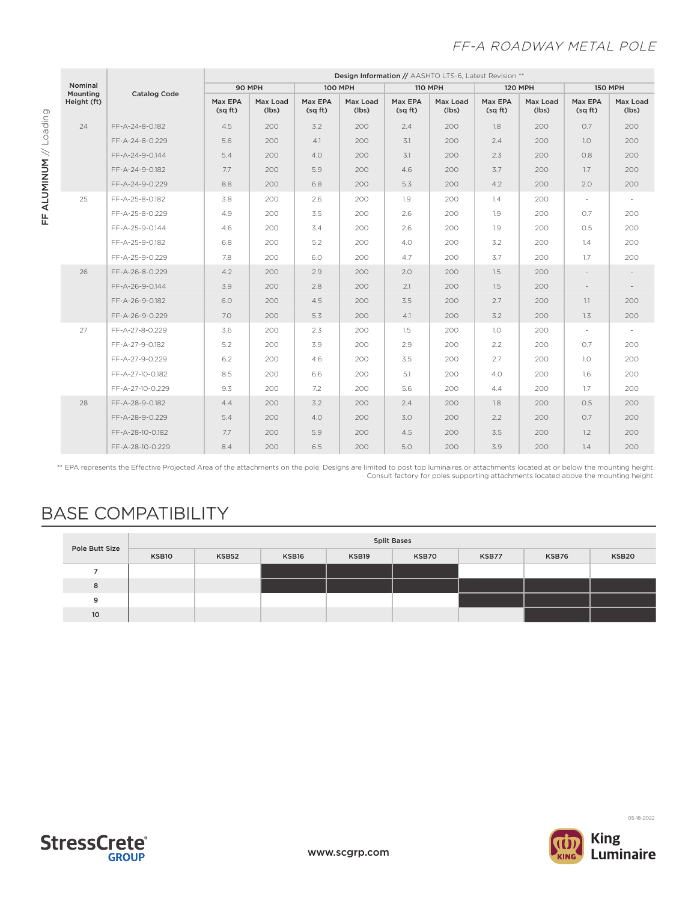## FF ALUMINUM // Loading

| Nominal Mounting Height (ft) | Catalog Code | Design Information // AASHTO LTS-6, Latest Revision ** | | | | | | | | | |
|---|---|---|---|---|---|---|---|---|---|---|---|
| | | 90 MPH | | 100 MPH | | 110 MPH | | 120 MPH | | 150 MPH | |
| | | Max EPA (sq ft) | Max Load (lbs) | Max EPA (sq ft) | Max Load (lbs) | Max EPA (sq ft) | Max Load (lbs) | Max EPA (sq ft) | Max Load (lbs) | Max EPA (sq ft) | Max Load (lbs) |
| 24 | FF-A-24-8-0.182 | 4.5 | 200 | 3.2 | 200 | 2.4 | 200 | 1.8 | 200 | 0.7 | 200 |
| | FF-A-24-8-0.229 | 5.6 | 200 | 4.1 | 200 | 3.1 | 200 | 2.4 | 200 | 1.0 | 200 |
| | FF-A-24-9-0.144 | 5.4 | 200 | 4.0 | 200 | 3.1 | 200 | 2.3 | 200 | 0.8 | 200 |
| | FF-A-24-9-0.182 | 7.7 | 200 | 5.9 | 200 | 4.6 | 200 | 3.7 | 200 | 1.7 | 200 |
| | FF-A-24-9-0.229 | 8.8 | 200 | 6.8 | 200 | 5.3 | 200 | 4.2 | 200 | 2.0 | 200 |
| 25 | FF-A-25-8-0.182 | 3.8 | 200 | 2.6 | 200 | 1.9 | 200 | 1.4 | 200 | - | - |
| | FF-A-25-8-0.229 | 4.9 | 200 | 3.5 | 200 | 2.6 | 200 | 1.9 | 200 | 0.7 | 200 |
| | FF-A-25-9-0.144 | 4.6 | 200 | 3.4 | 200 | 2.6 | 200 | 1.9 | 200 | 0.5 | 200 |
| | FF-A-25-9-0.182 | 6.8 | 200 | 5.2 | 200 | 4.0 | 200 | 3.2 | 200 | 1.4 | 200 |
| | FF-A-25-9-0.229 | 7.8 | 200 | 6.0 | 200 | 4.7 | 200 | 3.7 | 200 | 1.7 | 200 |
| 26 | FF-A-26-8-0.229 | 4.2 | 200 | 2.9 | 200 | 2.0 | 200 | 1.5 | 200 | - | - |
| | FF-A-26-9-0.144 | 3.9 | 200 | 2.8 | 200 | 2.1 | 200 | 1.5 | 200 | - | - |
| | FF-A-26-9-0.182 | 6.0 | 200 | 4.5 | 200 | 3.5 | 200 | 2.7 | 200 | 1.1 | 200 |
| | FF-A-26-9-0.229 | 7.0 | 200 | 5.3 | 200 | 4.1 | 200 | 3.2 | 200 | 1.3 | 200 |
| 27 | FF-A-27-8-0.229 | 3.6 | 200 | 2.3 | 200 | 1.5 | 200 | 1.0 | 200 | - | - |
| | FF-A-27-9-0.182 | 5.2 | 200 | 3.9 | 200 | 2.9 | 200 | 2.2 | 200 | 0.7 | 200 |
| | FF-A-27-9-0.229 | 6.2 | 200 | 4.6 | 200 | 3.5 | 200 | 2.7 | 200 | 1.0 | 200 |
| | FF-A-27-10-0.182 | 8.5 | 200 | 6.6 | 200 | 5.1 | 200 | 4.0 | 200 | 1.6 | 200 |
| | FF-A-27-10-0.229 | 9.3 | 200 | 7.2 | 200 | 5.6 | 200 | 4.4 | 200 | 1.7 | 200 |
| 28 | FF-A-28-9-0.182 | 4.4 | 200 | 3.2 | 200 | 2.4 | 200 | 1.8 | 200 | 0.5 | 200 |
| | FF-A-28-9-0.229 | 5.4 | 200 | 4.0 | 200 | 3.0 | 200 | 2.2 | 200 | 0.7 | 200 |
| | FF-A-28-10-0.182 | 7.7 | 200 | 5.9 | 200 | 4.5 | 200 | 3.5 | 200 | 1.2 | 200 |
| | FF-A-28-10-0.229 | 8.4 | 200 | 6.5 | 200 | 5.0 | 200 | 3.9 | 200 | 1.4 | 200 |

** EPA represents the Effective Projected Area of the attachments on the pole. Designs are limited to post top luminaires or attachments located at or below the mounting height. Consult factory for poles supporting attachments located above the mounting height.

# BASE COMPATIBILITY

| Pole Butt Size | Split Bases | | | | | | | |
|---|---|---|---|---|---|---|---|---|
| | KSB10 | KSB52 | KSB16 | KSB19 | KSB70 | KSB77 | KSB76 | KSB20 |
| 7 | | | ■ | ■ | ■ | | | |
| 8 | | | ■ | ■ | ■ | ■ | ■ | ■ |
| 9 | | | | | | ■ | ■ | ■ |
| 10 | | | | | | | ■ | ■ |